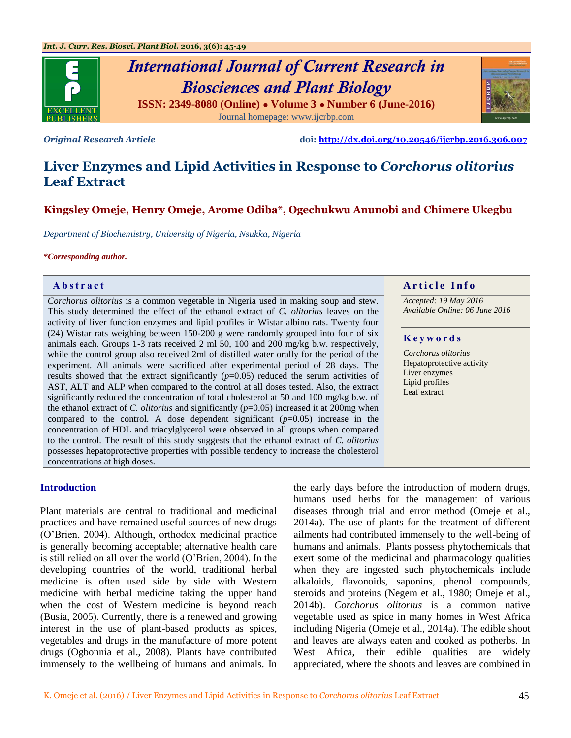*Original Research Article* **doi: http://dx.doi.org/10.20546/ijcrbp.2016.306.007**

# Liver Enzymes and Lipid Activities in Response to *Corchorus olitorius* Leaf Extract

**Kingsley Omeje, Henry Omeje, Arome Odiba\*, Ogechukwu Anunobi and Chimere Ukegbu**

*Department of Biochemistry, University of Nigeria, Nsukka, Nigeria*

***Corresponding author.**

## Abstract

*Corchorus olitorius* is a common vegetable in Nigeria used in making soup and stew. This study determined the effect of the ethanol extract of *C. olitorius* leaves on the activity of liver function enzymes and lipid profiles in Wistar albino rats. Twenty four (24) Wistar rats weighing between 150-200 g were randomly grouped into four of six animals each. Groups 1-3 rats received 2 ml 50, 100 and 200 mg/kg b.w. respectively, while the control group also received 2ml of distilled water orally for the period of the experiment. All animals were sacrificed after experimental period of 28 days. The results showed that the extract significantly ($p$=0.05) reduced the serum activities of AST, ALT and ALP when compared to the control at all doses tested. Also, the extract significantly reduced the concentration of total cholesterol at 50 and 100 mg/kg b.w. of the ethanol extract of *C. olitorius* and significantly ($p$=0.05) increased it at 200mg when compared to the control. A dose dependent significant ($p$=0.05) increase in the concentration of HDL and triacylglycerol were observed in all groups when compared to the control. The result of this study suggests that the ethanol extract of *C. olitorius* possesses hepatoprotective properties with possible tendency to increase the cholesterol concentrations at high doses.

## Article Info

*Accepted: 19 May 2016*
*Available Online: 06 June 2016*

## Keywords

*Corchorus olitorius*
Hepatoprotective activity
Liver enzymes
Lipid profiles
Leaf extract

## Introduction

Plant materials are central to traditional and medicinal practices and have remained useful sources of new drugs (O'Brien, 2004). Although, orthodox medicinal practice is generally becoming acceptable; alternative health care is still relied on all over the world (O'Brien, 2004). In the developing countries of the world, traditional herbal medicine is often used side by side with Western medicine with herbal medicine taking the upper hand when the cost of Western medicine is beyond reach (Busia, 2005). Currently, there is a renewed and growing interest in the use of plant-based products as spices, vegetables and drugs in the manufacture of more potent drugs (Ogbonnia et al., 2008). Plants have contributed immensely to the wellbeing of humans and animals. In the early days before the introduction of modern drugs, humans used herbs for the management of various diseases through trial and error method (Omeje et al., 2014a). The use of plants for the treatment of different ailments had contributed immensely to the well-being of humans and animals. Plants possess phytochemicals that exert some of the medicinal and pharmacology qualities when they are ingested such phytochemicals include alkaloids, flavonoids, saponins, phenol compounds, steroids and proteins (Negem et al., 1980; Omeje et al., 2014b). *Corchorus olitorius* is a common native vegetable used as spice in many homes in West Africa including Nigeria (Omeje et al., 2014a). The edible shoot and leaves are always eaten and cooked as potherbs. In West Africa, their edible qualities are widely appreciated, where the shoots and leaves are combined in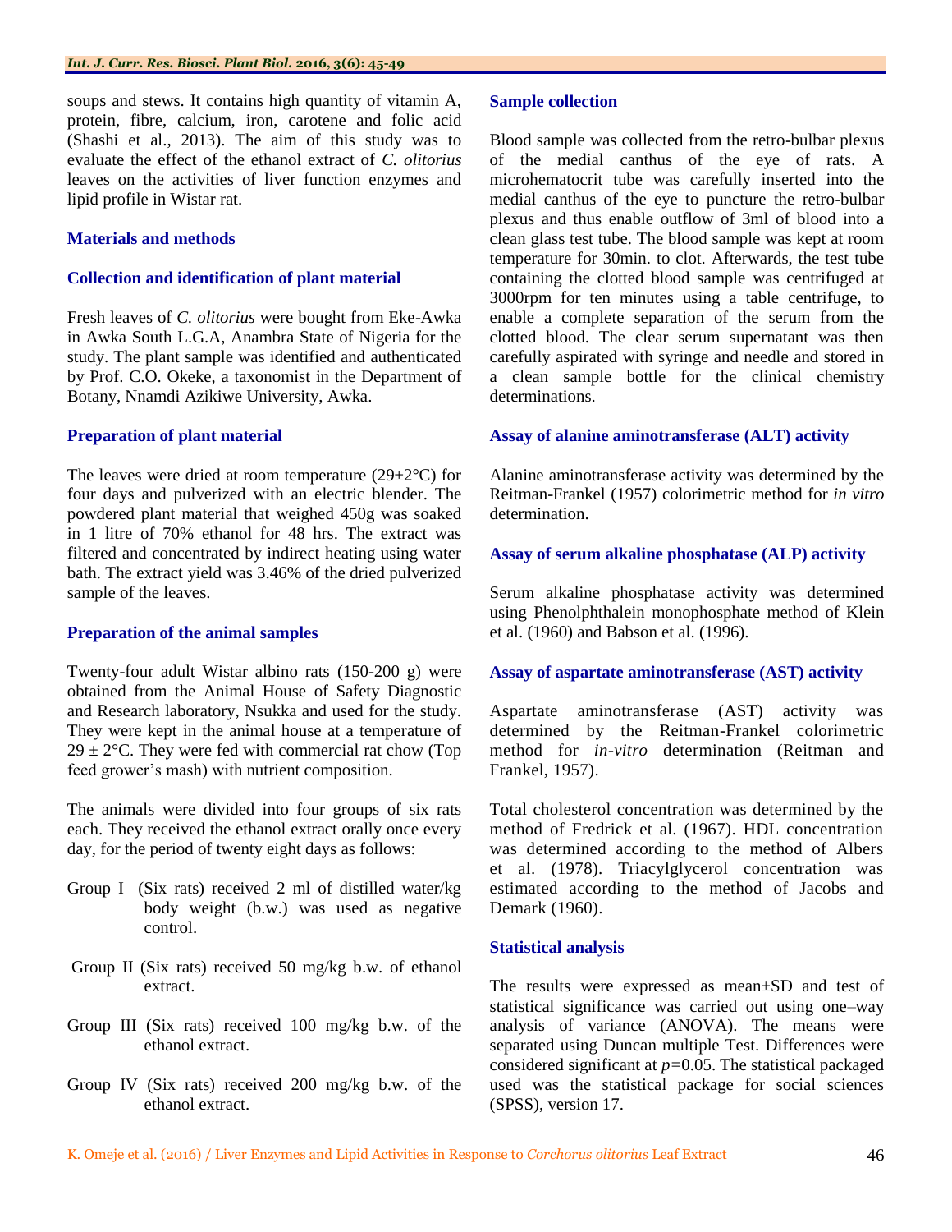soups and stews. It contains high quantity of vitamin A, protein, fibre, calcium, iron, carotene and folic acid (Shashi et al., 2013). The aim of this study was to evaluate the effect of the ethanol extract of *C. olitorius* leaves on the activities of liver function enzymes and lipid profile in Wistar rat.

## Materials and methods

### Collection and identification of plant material

Fresh leaves of *C. olitorius* were bought from Eke-Awka in Awka South L.G.A, Anambra State of Nigeria for the study. The plant sample was identified and authenticated by Prof. C.O. Okeke, a taxonomist in the Department of Botany, Nnamdi Azikiwe University, Awka.

### Preparation of plant material

The leaves were dried at room temperature (29±2°C) for four days and pulverized with an electric blender. The powdered plant material that weighed 450g was soaked in 1 litre of 70% ethanol for 48 hrs. The extract was filtered and concentrated by indirect heating using water bath. The extract yield was 3.46% of the dried pulverized sample of the leaves.

### Preparation of the animal samples

Twenty-four adult Wistar albino rats (150-200 g) were obtained from the Animal House of Safety Diagnostic and Research laboratory, Nsukka and used for the study. They were kept in the animal house at a temperature of 29 ± 2°C. They were fed with commercial rat chow (Top feed grower's mash) with nutrient composition.

The animals were divided into four groups of six rats each. They received the ethanol extract orally once every day, for the period of twenty eight days as follows:

- Group I (Six rats) received 2 ml of distilled water/kg body weight (b.w.) was used as negative control.
- Group II (Six rats) received 50 mg/kg b.w. of ethanol extract.
- Group III (Six rats) received 100 mg/kg b.w. of the ethanol extract.
- Group IV (Six rats) received 200 mg/kg b.w. of the ethanol extract.

### Sample collection

Blood sample was collected from the retro-bulbar plexus of the medial canthus of the eye of rats. A microhematocrit tube was carefully inserted into the medial canthus of the eye to puncture the retro-bulbar plexus and thus enable outflow of 3ml of blood into a clean glass test tube. The blood sample was kept at room temperature for 30min. to clot. Afterwards, the test tube containing the clotted blood sample was centrifuged at 3000rpm for ten minutes using a table centrifuge, to enable a complete separation of the serum from the clotted blood. The clear serum supernatant was then carefully aspirated with syringe and needle and stored in a clean sample bottle for the clinical chemistry determinations.

### Assay of alanine aminotransferase (ALT) activity

Alanine aminotransferase activity was determined by the Reitman-Frankel (1957) colorimetric method for *in vitro* determination.

### Assay of serum alkaline phosphatase (ALP) activity

Serum alkaline phosphatase activity was determined using Phenolphthalein monophosphate method of Klein et al. (1960) and Babson et al. (1996).

### Assay of aspartate aminotransferase (AST) activity

Aspartate aminotransferase (AST) activity was determined by the Reitman-Frankel colorimetric method for *in-vitro* determination (Reitman and Frankel, 1957).

Total cholesterol concentration was determined by the method of Fredrick et al. (1967). HDL concentration was determined according to the method of Albers et al. (1978). Triacylglycerol concentration was estimated according to the method of Jacobs and Demark (1960).

### Statistical analysis

The results were expressed as mean±SD and test of statistical significance was carried out using one–way analysis of variance (ANOVA). The means were separated using Duncan multiple Test. Differences were considered significant at $p$=0.05. The statistical packaged used was the statistical package for social sciences (SPSS), version 17.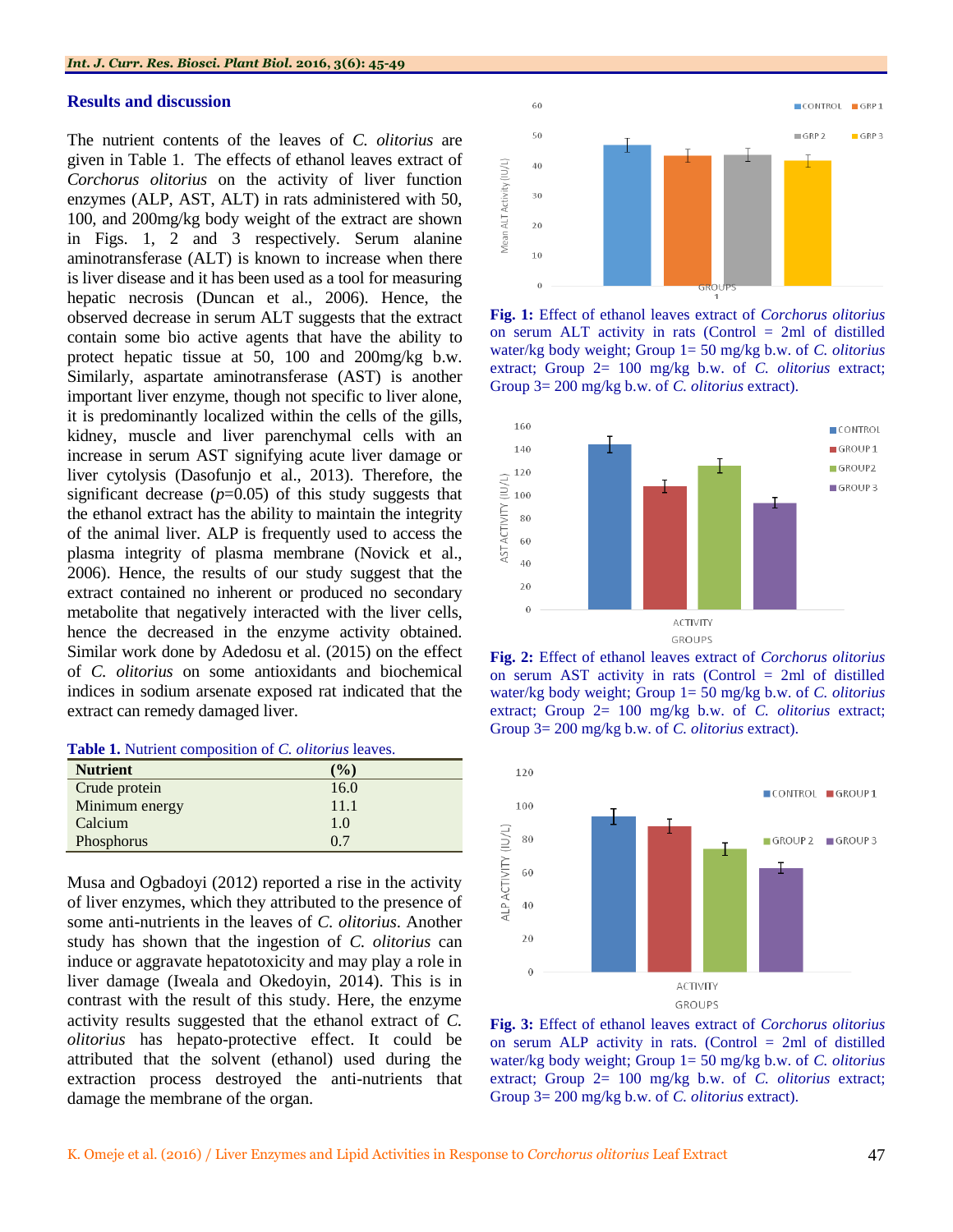## Results and discussion

The nutrient contents of the leaves of *C. olitorius* are given in Table 1. The effects of ethanol leaves extract of *Corchorus olitorius* on the activity of liver function enzymes (ALP, AST, ALT) in rats administered with 50, 100, and 200mg/kg body weight of the extract are shown in Figs. 1, 2 and 3 respectively. Serum alanine aminotransferase (ALT) is known to increase when there is liver disease and it has been used as a tool for measuring hepatic necrosis (Duncan et al., 2006). Hence, the observed decrease in serum ALT suggests that the extract contain some bio active agents that have the ability to protect hepatic tissue at 50, 100 and 200mg/kg b.w. Similarly, aspartate aminotransferase (AST) is another important liver enzyme, though not specific to liver alone, it is predominantly localized within the cells of the gills, kidney, muscle and liver parenchymal cells with an increase in serum AST signifying acute liver damage or liver cytolysis (Dasofunjo et al., 2013). Therefore, the significant decrease ($p$=0.05) of this study suggests that the ethanol extract has the ability to maintain the integrity of the animal liver. ALP is frequently used to access the plasma integrity of plasma membrane (Novick et al., 2006). Hence, the results of our study suggest that the extract contained no inherent or produced no secondary metabolite that negatively interacted with the liver cells, hence the decreased in the enzyme activity obtained. Similar work done by Adedosu et al. (2015) on the effect of *C. olitorius* on some antioxidants and biochemical indices in sodium arsenate exposed rat indicated that the extract can remedy damaged liver.

**Table 1.** Nutrient composition of *C. olitorius* leaves.

| Nutrient | (%) |
|---|---|
| Crude protein | 16.0 |
| Minimum energy | 11.1 |
| Calcium | 1.0 |
| Phosphorus | 0.7 |

Musa and Ogbadoyi (2012) reported a rise in the activity of liver enzymes, which they attributed to the presence of some anti-nutrients in the leaves of *C. olitorius*. Another study has shown that the ingestion of *C. olitorius* can induce or aggravate hepatotoxicity and may play a role in liver damage (Iweala and Okedoyin, 2014). This is in contrast with the result of this study. Here, the enzyme activity results suggested that the ethanol extract of *C. olitorius* has hepato-protective effect. It could be attributed that the solvent (ethanol) used during the extraction process destroyed the anti-nutrients that damage the membrane of the organ.

**Fig. 1:** Effect of ethanol leaves extract of *Corchorus olitorius* on serum ALT activity in rats (Control = 2ml of distilled water/kg body weight; Group 1= 50 mg/kg b.w. of *C. olitorius* extract; Group 2= 100 mg/kg b.w. of *C. olitorius* extract; Group 3= 200 mg/kg b.w. of *C. olitorius* extract).

**Fig. 2:** Effect of ethanol leaves extract of *Corchorus olitorius* on serum AST activity in rats (Control = 2ml of distilled water/kg body weight; Group 1= 50 mg/kg b.w. of *C. olitorius* extract; Group 2= 100 mg/kg b.w. of *C. olitorius* extract; Group 3= 200 mg/kg b.w. of *C. olitorius* extract).

**Fig. 3:** Effect of ethanol leaves extract of *Corchorus olitorius* on serum ALP activity in rats. (Control = 2ml of distilled water/kg body weight; Group 1= 50 mg/kg b.w. of *C. olitorius* extract; Group 2= 100 mg/kg b.w. of *C. olitorius* extract; Group 3= 200 mg/kg b.w. of *C. olitorius* extract).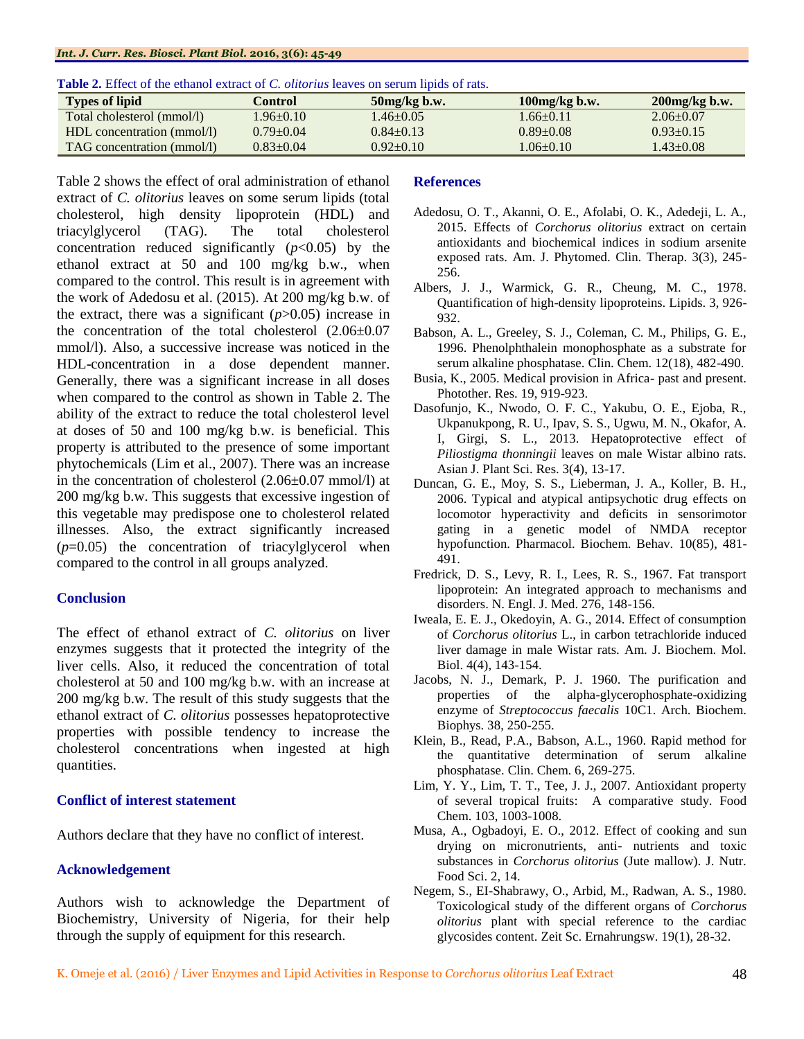**Table 2.** Effect of the ethanol extract of *C. olitorius* leaves on serum lipids of rats.

| Types of lipid | Control | 50mg/kg b.w. | 100mg/kg b.w. | 200mg/kg b.w. |
|---|---|---|---|---|
| Total cholesterol (mmol/l) | 1.96±0.10 | 1.46±0.05 | 1.66±0.11 | 2.06±0.07 |
| HDL concentration (mmol/l) | 0.79±0.04 | 0.84±0.13 | 0.89±0.08 | 0.93±0.15 |
| TAG concentration (mmol/l) | 0.83±0.04 | 0.92±0.10 | 1.06±0.10 | 1.43±0.08 |

Table 2 shows the effect of oral administration of ethanol extract of *C. olitorius* leaves on some serum lipids (total cholesterol, high density lipoprotein (HDL) and triacylglycerol (TAG). The total cholesterol concentration reduced significantly ($p$<0.05) by the ethanol extract at 50 and 100 mg/kg b.w., when compared to the control. This result is in agreement with the work of Adedosu et al. (2015). At 200 mg/kg b.w. of the extract, there was a significant ($p$>0.05) increase in the concentration of the total cholesterol (2.06±0.07 mmol/l). Also, a successive increase was noticed in the HDL-concentration in a dose dependent manner. Generally, there was a significant increase in all doses when compared to the control as shown in Table 2. The ability of the extract to reduce the total cholesterol level at doses of 50 and 100 mg/kg b.w. is beneficial. This property is attributed to the presence of some important phytochemicals (Lim et al., 2007). There was an increase in the concentration of cholesterol (2.06±0.07 mmol/l) at 200 mg/kg b.w. This suggests that excessive ingestion of this vegetable may predispose one to cholesterol related illnesses. Also, the extract significantly increased ($p$=0.05) the concentration of triacylglycerol when compared to the control in all groups analyzed.

## Conclusion

The effect of ethanol extract of *C. olitorius* on liver enzymes suggests that it protected the integrity of the liver cells. Also, it reduced the concentration of total cholesterol at 50 and 100 mg/kg b.w. with an increase at 200 mg/kg b.w. The result of this study suggests that the ethanol extract of *C. olitorius* possesses hepatoprotective properties with possible tendency to increase the cholesterol concentrations when ingested at high quantities.

## Conflict of interest statement

Authors declare that they have no conflict of interest.

## Acknowledgement

Authors wish to acknowledge the Department of Biochemistry, University of Nigeria, for their help through the supply of equipment for this research.

## References

Adedosu, O. T., Akanni, O. E., Afolabi, O. K., Adedeji, L. A., 2015. Effects of *Corchorus olitorius* extract on certain antioxidants and biochemical indices in sodium arsenite exposed rats. Am. J. Phytomed. Clin. Therap. 3(3), 245-256.

Albers, J. J., Warmick, G. R., Cheung, M. C., 1978. Quantification of high-density lipoproteins. Lipids. 3, 926-932.

Babson, A. L., Greeley, S. J., Coleman, C. M., Philips, G. E., 1996. Phenolphthalein monophosphate as a substrate for serum alkaline phosphatase. Clin. Chem. 12(18), 482-490.

Busia, K., 2005. Medical provision in Africa- past and present. Photother. Res. 19, 919-923.

Dasofunjo, K., Nwodo, O. F. C., Yakubu, O. E., Ejoba, R., Ukpanukpong, R. U., Ipav, S. S., Ugwu, M. N., Okafor, A. I, Girgi, S. L., 2013. Hepatoprotective effect of *Piliostigma thonningii* leaves on male Wistar albino rats. Asian J. Plant Sci. Res. 3(4), 13-17.

Duncan, G. E., Moy, S. S., Lieberman, J. A., Koller, B. H., 2006. Typical and atypical antipsychotic drug effects on locomotor hyperactivity and deficits in sensorimotor gating in a genetic model of NMDA receptor hypofunction. Pharmacol. Biochem. Behav. 10(85), 481-491.

Fredrick, D. S., Levy, R. I., Lees, R. S., 1967. Fat transport lipoprotein: An integrated approach to mechanisms and disorders. N. Engl. J. Med. 276, 148-156.

Iweala, E. E. J., Okedoyin, A. G., 2014. Effect of consumption of *Corchorus olitorius* L., in carbon tetrachloride induced liver damage in male Wistar rats. Am. J. Biochem. Mol. Biol. 4(4), 143-154.

Jacobs, N. J., Demark, P. J. 1960. The purification and properties of the alpha-glycerophosphate-oxidizing enzyme of *Streptococcus faecalis* 10C1. Arch. Biochem. Biophys. 38, 250-255.

Klein, B., Read, P.A., Babson, A.L., 1960. Rapid method for the quantitative determination of serum alkaline phosphatase. Clin. Chem. 6, 269-275.

Lim, Y. Y., Lim, T. T., Tee, J. J., 2007. Antioxidant property of several tropical fruits: A comparative study. Food Chem. 103, 1003-1008.

Musa, A., Ogbadoyi, E. O., 2012. Effect of cooking and sun drying on micronutrients, anti- nutrients and toxic substances in *Corchorus olitorius* (Jute mallow). J. Nutr. Food Sci. 2, 14.

Negem, S., EI-Shabrawy, O., Arbid, M., Radwan, A. S., 1980. Toxicological study of the different organs of *Corchorus olitorius* plant with special reference to the cardiac glycosides content. Zeit Sc. Ernahrungsw. 19(1), 28-32.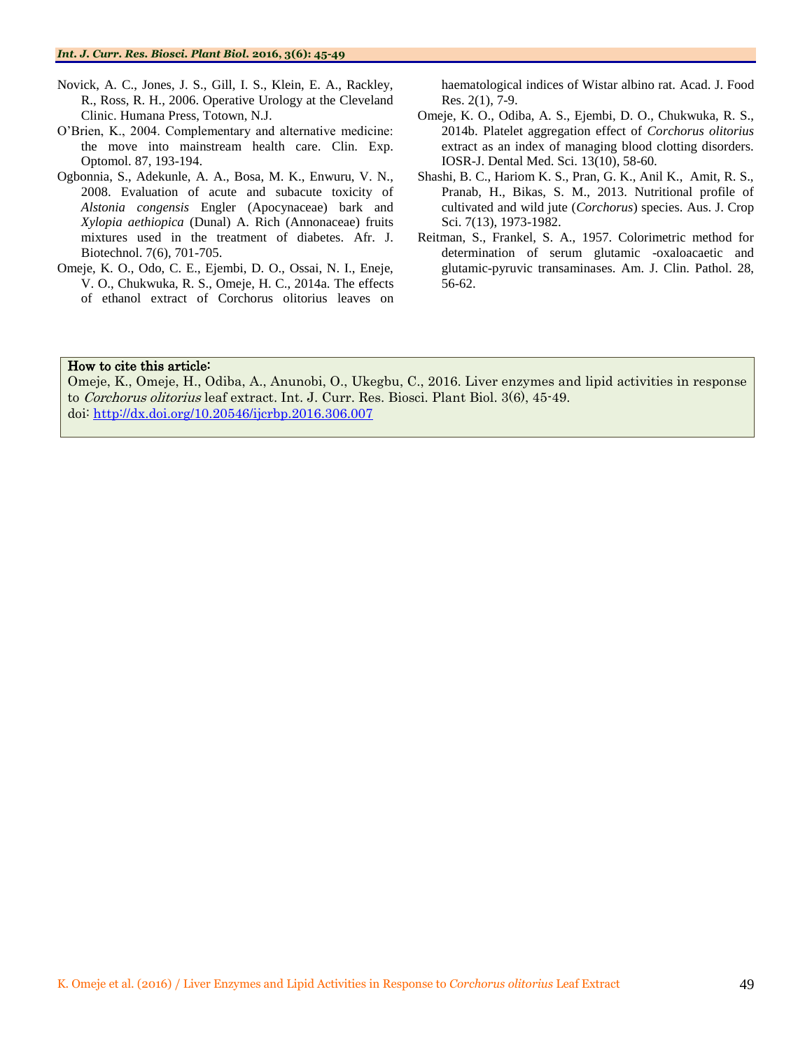Novick, A. C., Jones, J. S., Gill, I. S., Klein, E. A., Rackley, R., Ross, R. H., 2006. Operative Urology at the Cleveland Clinic. Humana Press, Totown, N.J.

O'Brien, K., 2004. Complementary and alternative medicine: the move into mainstream health care. Clin. Exp. Optomol. 87, 193-194.

Ogbonnia, S., Adekunle, A. A., Bosa, M. K., Enwuru, V. N., 2008. Evaluation of acute and subacute toxicity of *Alstonia congensis* Engler (Apocynaceae) bark and *Xylopia aethiopica* (Dunal) A. Rich (Annonaceae) fruits mixtures used in the treatment of diabetes. Afr. J. Biotechnol. 7(6), 701-705.

Omeje, K. O., Odo, C. E., Ejembi, D. O., Ossai, N. I., Eneje, V. O., Chukwuka, R. S., Omeje, H. C., 2014a. The effects of ethanol extract of Corchorus olitorius leaves on haematological indices of Wistar albino rat. Acad. J. Food Res. 2(1), 7-9.

Omeje, K. O., Odiba, A. S., Ejembi, D. O., Chukwuka, R. S., 2014b. Platelet aggregation effect of *Corchorus olitorius* extract as an index of managing blood clotting disorders. IOSR-J. Dental Med. Sci. 13(10), 58-60.

Shashi, B. C., Hariom K. S., Pran, G. K., Anil K., Amit, R. S., Pranab, H., Bikas, S. M., 2013. Nutritional profile of cultivated and wild jute (*Corchorus*) species. Aus. J. Crop Sci. 7(13), 1973-1982.

Reitman, S., Frankel, S. A., 1957. Colorimetric method for determination of serum glutamic -oxaloacaetic and glutamic-pyruvic transaminases. Am. J. Clin. Pathol. 28, 56-62.

**How to cite this article:**

Omeje, K., Omeje, H., Odiba, A., Anunobi, O., Ukegbu, C., 2016. Liver enzymes and lipid activities in response to *Corchorus olitorius* leaf extract. Int. J. Curr. Res. Biosci. Plant Biol. 3(6), 45-49.
doi: http://dx.doi.org/10.20546/ijcrbp.2016.306.007